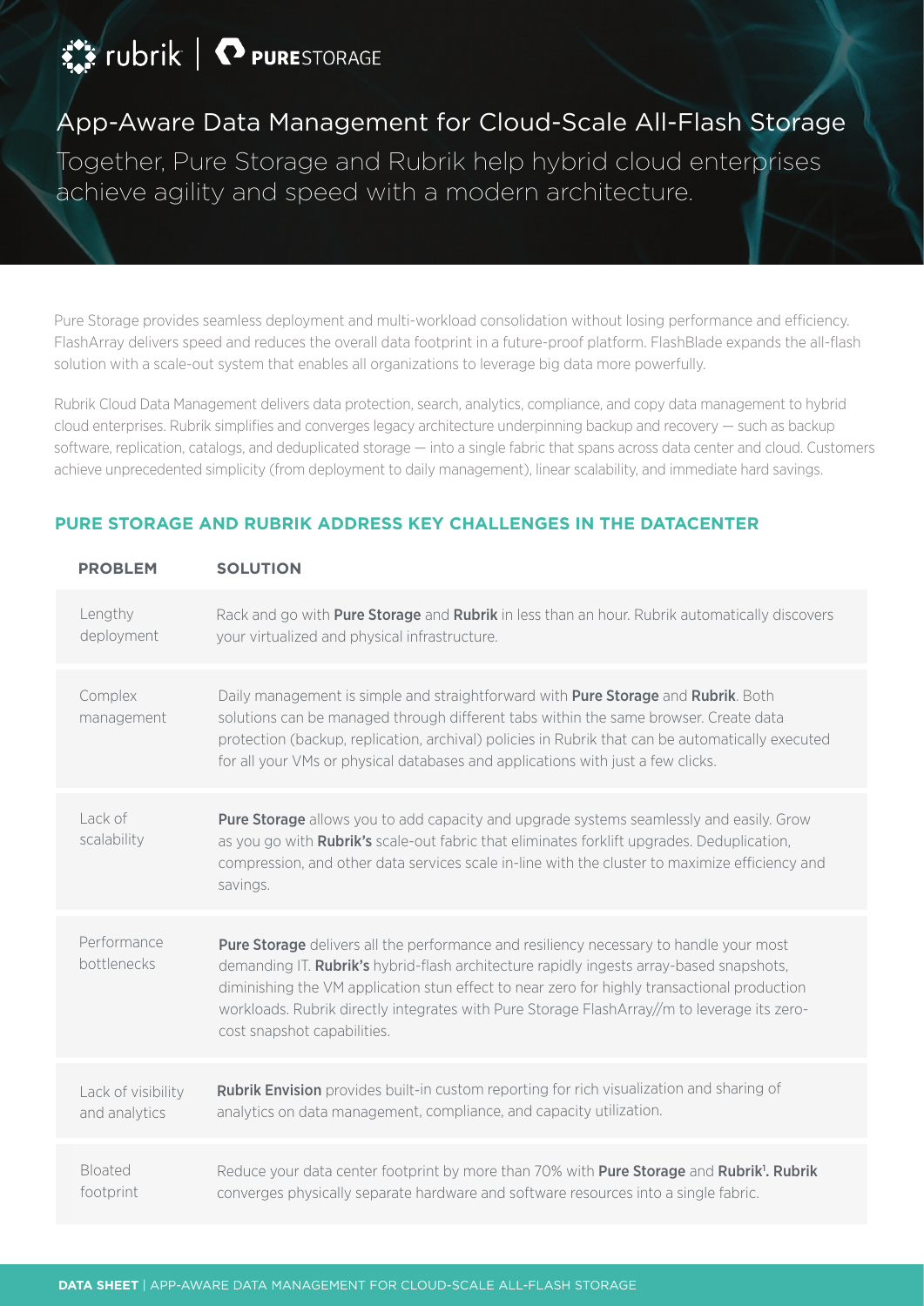# App-Aware Data Management for Cloud-Scale All-Flash Storage

Together, Pure Storage and Rubrik help hybrid cloud enterprises achieve agility and speed with a modern architecture.

Pure Storage provides seamless deployment and multi-workload consolidation without losing performance and efficiency. FlashArray delivers speed and reduces the overall data footprint in a future-proof platform. FlashBlade expands the all-flash solution with a scale-out system that enables all organizations to leverage big data more powerfully.

Rubrik Cloud Data Management delivers data protection, search, analytics, compliance, and copy data management to hybrid cloud enterprises. Rubrik simplifies and converges legacy architecture underpinning backup and recovery — such as backup software, replication, catalogs, and deduplicated storage — into a single fabric that spans across data center and cloud. Customers achieve unprecedented simplicity (from deployment to daily management), linear scalability, and immediate hard savings.

## PURE STORAGE AND RUBRIK ADDRESS KEY CHALLENGES IN THE DATACENTER

| PROBLEM | SOLUTION |
|---|---|
| Lengthy deployment | Rack and go with **Pure Storage** and **Rubrik** in less than an hour. Rubrik automatically discovers your virtualized and physical infrastructure. |
| Complex management | Daily management is simple and straightforward with **Pure Storage** and **Rubrik**. Both solutions can be managed through different tabs within the same browser. Create data protection (backup, replication, archival) policies in Rubrik that can be automatically executed for all your VMs or physical databases and applications with just a few clicks. |
| Lack of scalability | **Pure Storage** allows you to add capacity and upgrade systems seamlessly and easily. Grow as you go with **Rubrik's** scale-out fabric that eliminates forklift upgrades. Deduplication, compression, and other data services scale in-line with the cluster to maximize efficiency and savings. |
| Performance bottlenecks | **Pure Storage** delivers all the performance and resiliency necessary to handle your most demanding IT. **Rubrik's** hybrid-flash architecture rapidly ingests array-based snapshots, diminishing the VM application stun effect to near zero for highly transactional production workloads. Rubrik directly integrates with Pure Storage FlashArray//m to leverage its zero-cost snapshot capabilities. |
| Lack of visibility and analytics | **Rubrik Envision** provides built-in custom reporting for rich visualization and sharing of analytics on data management, compliance, and capacity utilization. |
| Bloated footprint | Reduce your data center footprint by more than 70% with **Pure Storage** and **Rubrik**[1]. **Rubrik** converges physically separate hardware and software resources into a single fabric. |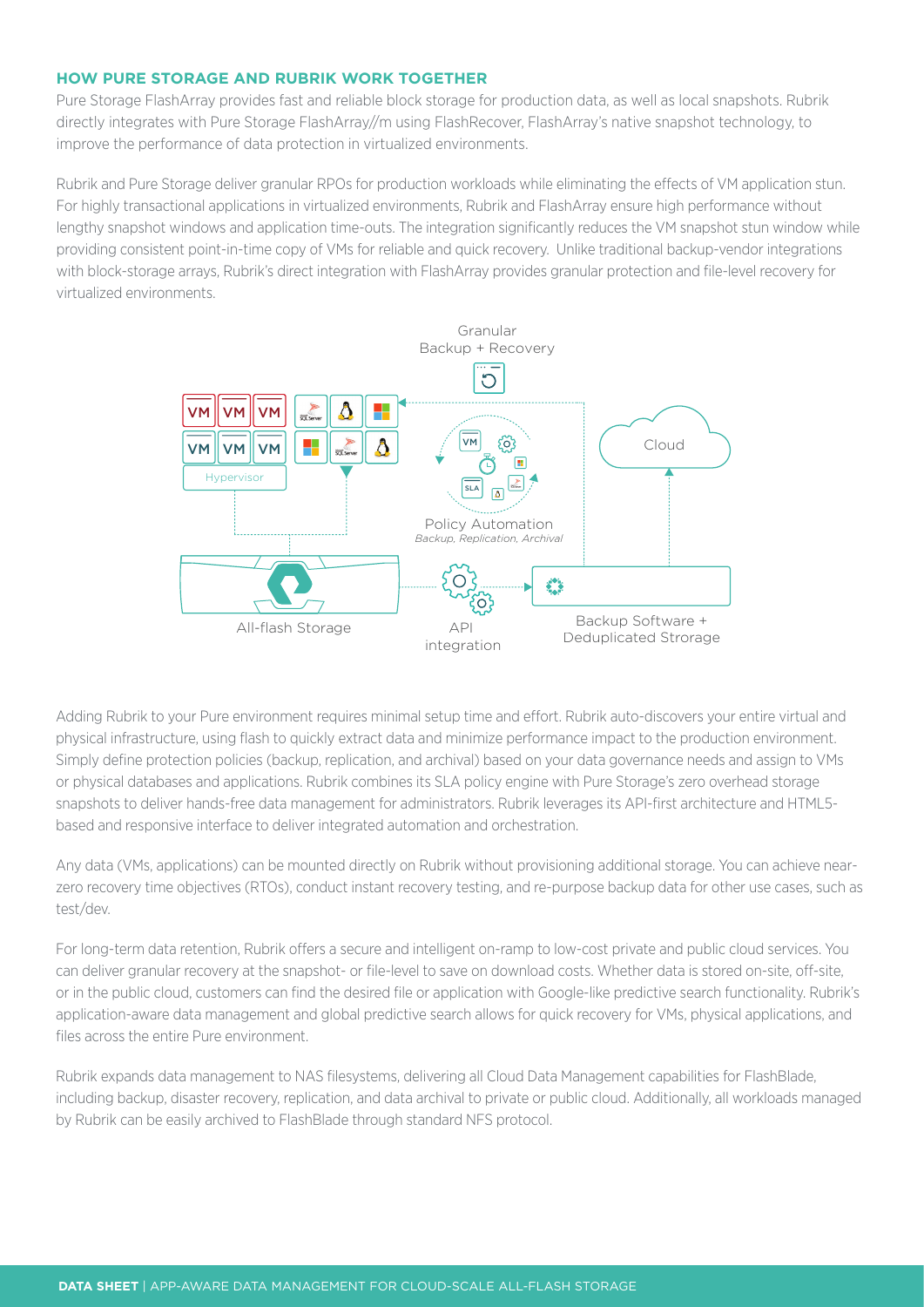## HOW PURE STORAGE AND RUBRIK WORK TOGETHER

Pure Storage FlashArray provides fast and reliable block storage for production data, as well as local snapshots. Rubrik directly integrates with Pure Storage FlashArray//m using FlashRecover, FlashArray's native snapshot technology, to improve the performance of data protection in virtualized environments.

Rubrik and Pure Storage deliver granular RPOs for production workloads while eliminating the effects of VM application stun. For highly transactional applications in virtualized environments, Rubrik and FlashArray ensure high performance without lengthy snapshot windows and application time-outs. The integration significantly reduces the VM snapshot stun window while providing consistent point-in-time copy of VMs for reliable and quick recovery. Unlike traditional backup-vendor integrations with block-storage arrays, Rubrik's direct integration with FlashArray provides granular protection and file-level recovery for virtualized environments.

Adding Rubrik to your Pure environment requires minimal setup time and effort. Rubrik auto-discovers your entire virtual and physical infrastructure, using flash to quickly extract data and minimize performance impact to the production environment. Simply define protection policies (backup, replication, and archival) based on your data governance needs and assign to VMs or physical databases and applications. Rubrik combines its SLA policy engine with Pure Storage's zero overhead storage snapshots to deliver hands-free data management for administrators. Rubrik leverages its API-first architecture and HTML5-based and responsive interface to deliver integrated automation and orchestration.

Any data (VMs, applications) can be mounted directly on Rubrik without provisioning additional storage. You can achieve near-zero recovery time objectives (RTOs), conduct instant recovery testing, and re-purpose backup data for other use cases, such as test/dev.

For long-term data retention, Rubrik offers a secure and intelligent on-ramp to low-cost private and public cloud services. You can deliver granular recovery at the snapshot- or file-level to save on download costs. Whether data is stored on-site, off-site, or in the public cloud, customers can find the desired file or application with Google-like predictive search functionality. Rubrik's application-aware data management and global predictive search allows for quick recovery for VMs, physical applications, and files across the entire Pure environment.

Rubrik expands data management to NAS filesystems, delivering all Cloud Data Management capabilities for FlashBlade, including backup, disaster recovery, replication, and data archival to private or public cloud. Additionally, all workloads managed by Rubrik can be easily archived to FlashBlade through standard NFS protocol.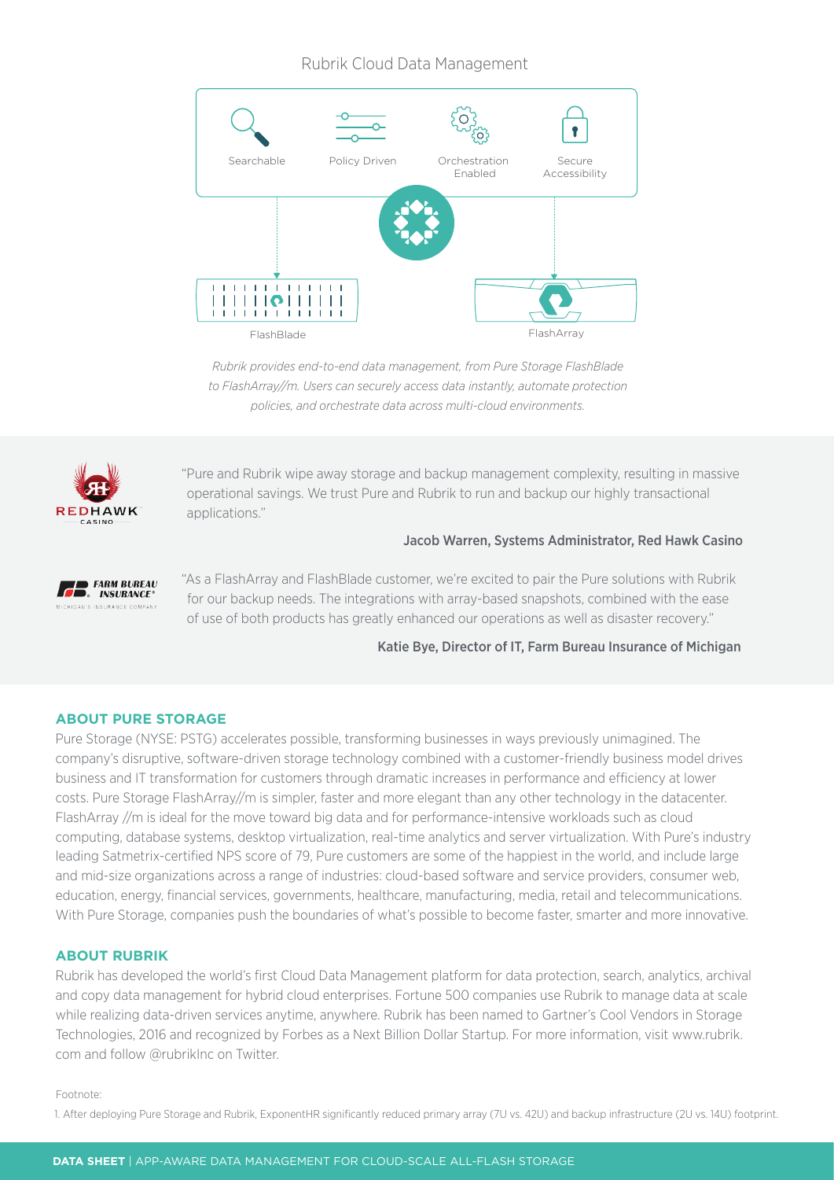## Rubrik Cloud Data Management

Searchable

Policy Driven

Orchestration Enabled

Secure Accessibility

FlashBlade

FlashArray

*Rubrik provides end-to-end data management, from Pure Storage FlashBlade to FlashArray//m. Users can securely access data instantly, automate protection policies, and orchestrate data across multi-cloud environments.*

"Pure and Rubrik wipe away storage and backup management complexity, resulting in massive operational savings. We trust Pure and Rubrik to run and backup our highly transactional applications."

**Jacob Warren, Systems Administrator, Red Hawk Casino**

"As a FlashArray and FlashBlade customer, we're excited to pair the Pure solutions with Rubrik for our backup needs. The integrations with array-based snapshots, combined with the ease of use of both products has greatly enhanced our operations as well as disaster recovery."

**Katie Bye, Director of IT, Farm Bureau Insurance of Michigan**

## ABOUT PURE STORAGE

Pure Storage (NYSE: PSTG) accelerates possible, transforming businesses in ways previously unimagined. The company's disruptive, software-driven storage technology combined with a customer-friendly business model drives business and IT transformation for customers through dramatic increases in performance and efficiency at lower costs. Pure Storage FlashArray//m is simpler, faster and more elegant than any other technology in the datacenter. FlashArray //m is ideal for the move toward big data and for performance-intensive workloads such as cloud computing, database systems, desktop virtualization, real-time analytics and server virtualization. With Pure's industry leading Satmetrix-certified NPS score of 79, Pure customers are some of the happiest in the world, and include large and mid-size organizations across a range of industries: cloud-based software and service providers, consumer web, education, energy, financial services, governments, healthcare, manufacturing, media, retail and telecommunications. With Pure Storage, companies push the boundaries of what's possible to become faster, smarter and more innovative.

## ABOUT RUBRIK

Rubrik has developed the world's first Cloud Data Management platform for data protection, search, analytics, archival and copy data management for hybrid cloud enterprises. Fortune 500 companies use Rubrik to manage data at scale while realizing data-driven services anytime, anywhere. Rubrik has been named to Gartner's Cool Vendors in Storage Technologies, 2016 and recognized by Forbes as a Next Billion Dollar Startup. For more information, visit www.rubrik.com and follow @rubrikInc on Twitter.

Footnote:

1. After deploying Pure Storage and Rubrik, ExponentHR significantly reduced primary array (7U vs. 42U) and backup infrastructure (2U vs. 14U) footprint.